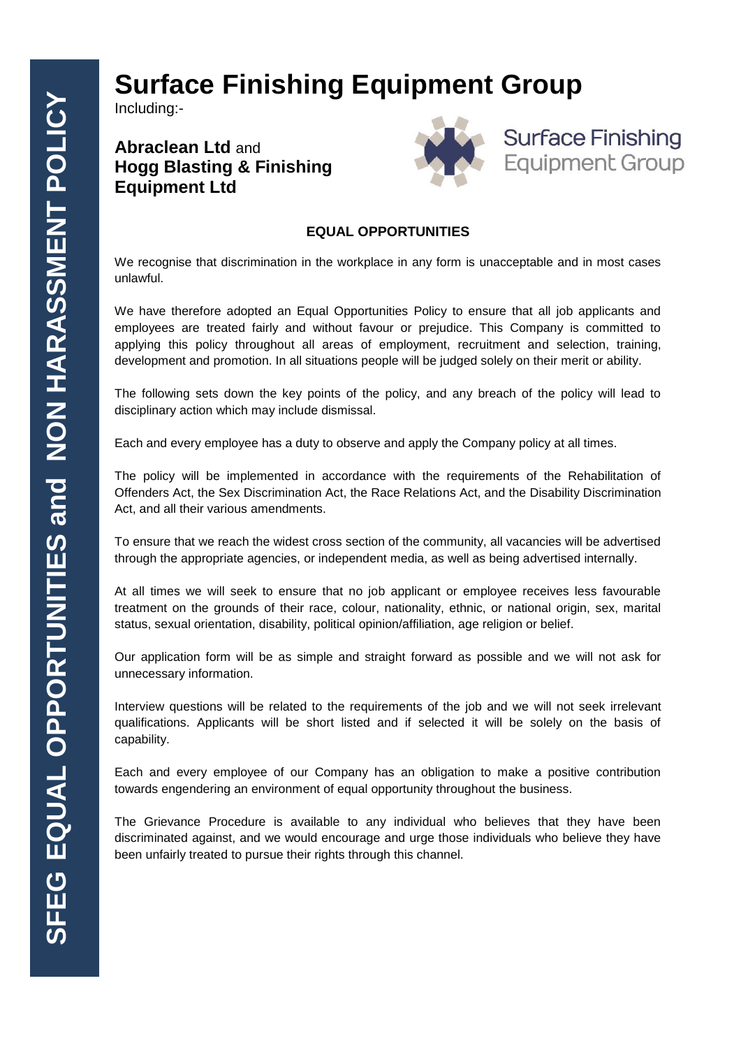# Surface Finishing Equipment Group

Including:-

**Abraclean Ltd** and
**Hogg Blasting & Finishing Equipment Ltd**

Surface Finishing Equipment Group

**SFEG EQUAL OPPORTUNITIES and NON HARASSMENT POLICY**

## EQUAL OPPORTUNITIES

We recognise that discrimination in the workplace in any form is unacceptable and in most cases unlawful.

We have therefore adopted an Equal Opportunities Policy to ensure that all job applicants and employees are treated fairly and without favour or prejudice. This Company is committed to applying this policy throughout all areas of employment, recruitment and selection, training, development and promotion. In all situations people will be judged solely on their merit or ability.

The following sets down the key points of the policy, and any breach of the policy will lead to disciplinary action which may include dismissal.

Each and every employee has a duty to observe and apply the Company policy at all times.

The policy will be implemented in accordance with the requirements of the Rehabilitation of Offenders Act, the Sex Discrimination Act, the Race Relations Act, and the Disability Discrimination Act, and all their various amendments.

To ensure that we reach the widest cross section of the community, all vacancies will be advertised through the appropriate agencies, or independent media, as well as being advertised internally.

At all times we will seek to ensure that no job applicant or employee receives less favourable treatment on the grounds of their race, colour, nationality, ethnic, or national origin, sex, marital status, sexual orientation, disability, political opinion/affiliation, age religion or belief.

Our application form will be as simple and straight forward as possible and we will not ask for unnecessary information.

Interview questions will be related to the requirements of the job and we will not seek irrelevant qualifications. Applicants will be short listed and if selected it will be solely on the basis of capability.

Each and every employee of our Company has an obligation to make a positive contribution towards engendering an environment of equal opportunity throughout the business.

The Grievance Procedure is available to any individual who believes that they have been discriminated against, and we would encourage and urge those individuals who believe they have been unfairly treated to pursue their rights through this channel.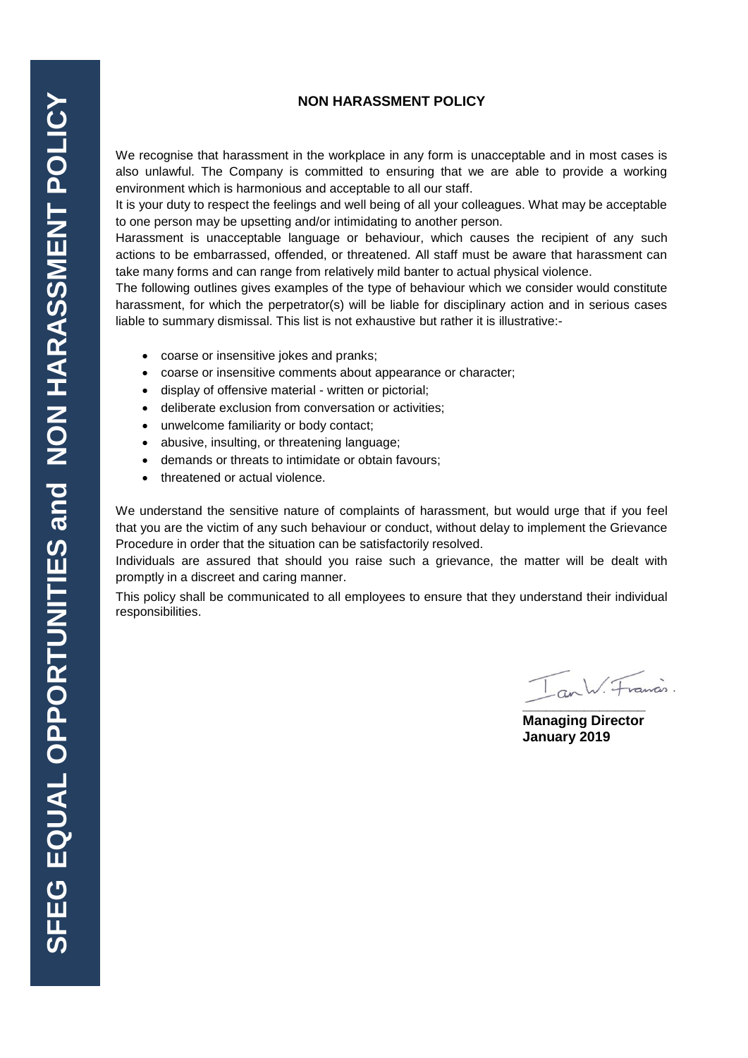# NON HARASSMENT POLICY

We recognise that harassment in the workplace in any form is unacceptable and in most cases is also unlawful. The Company is committed to ensuring that we are able to provide a working environment which is harmonious and acceptable to all our staff.

It is your duty to respect the feelings and well being of all your colleagues. What may be acceptable to one person may be upsetting and/or intimidating to another person.

Harassment is unacceptable language or behaviour, which causes the recipient of any such actions to be embarrassed, offended, or threatened. All staff must be aware that harassment can take many forms and can range from relatively mild banter to actual physical violence.

The following outlines gives examples of the type of behaviour which we consider would constitute harassment, for which the perpetrator(s) will be liable for disciplinary action and in serious cases liable to summary dismissal. This list is not exhaustive but rather it is illustrative:-

- coarse or insensitive jokes and pranks;
- coarse or insensitive comments about appearance or character;
- display of offensive material - written or pictorial;
- deliberate exclusion from conversation or activities;
- unwelcome familiarity or body contact;
- abusive, insulting, or threatening language;
- demands or threats to intimidate or obtain favours;
- threatened or actual violence.

We understand the sensitive nature of complaints of harassment, but would urge that if you feel that you are the victim of any such behaviour or conduct, without delay to implement the Grievance Procedure in order that the situation can be satisfactorily resolved.

Individuals are assured that should you raise such a grievance, the matter will be dealt with promptly in a discreet and caring manner.

This policy shall be communicated to all employees to ensure that they understand their individual responsibilities.

Ian W. Francis.

**Managing Director**
**January 2019**